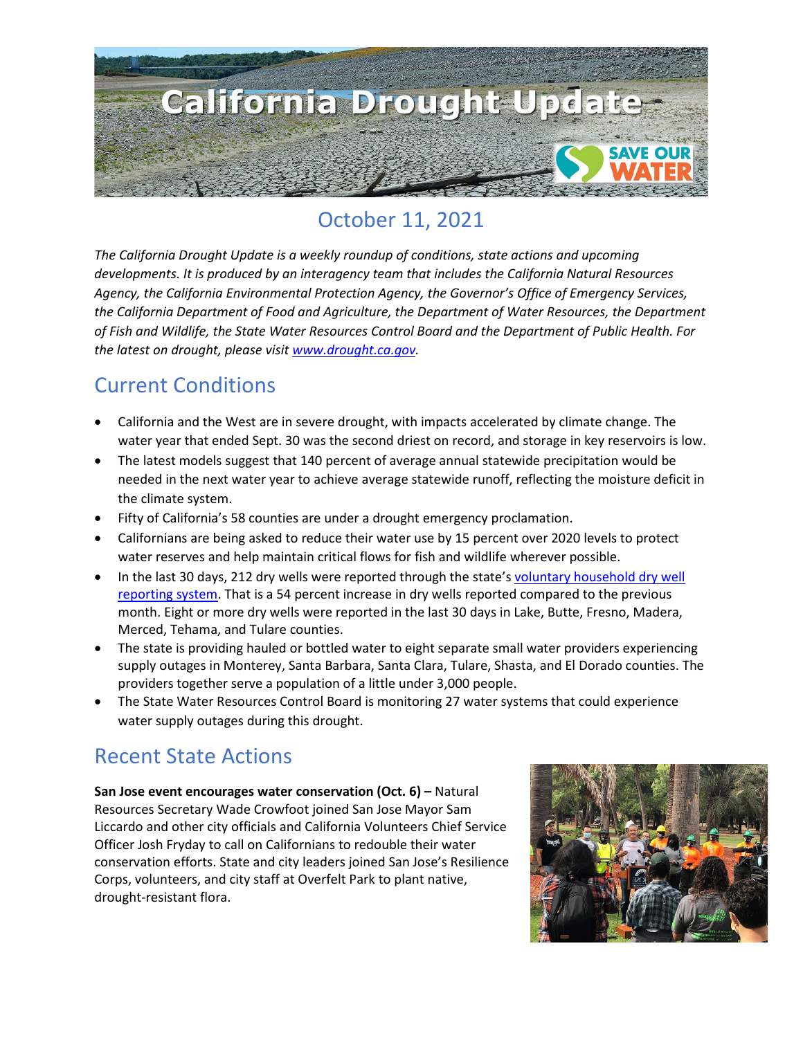# California Drought Update

## October 11, 2021

*The California Drought Update is a weekly roundup of conditions, state actions and upcoming developments. It is produced by an interagency team that includes the California Natural Resources Agency, the California Environmental Protection Agency, the Governor's Office of Emergency Services, the California Department of Food and Agriculture, the Department of Water Resources, the Department of Fish and Wildlife, the State Water Resources Control Board and the Department of Public Health. For the latest on drought, please visit [www.drought.ca.gov](www.drought.ca.gov).*

## Current Conditions

- California and the West are in severe drought, with impacts accelerated by climate change. The water year that ended Sept. 30 was the second driest on record, and storage in key reservoirs is low.
- The latest models suggest that 140 percent of average annual statewide precipitation would be needed in the next water year to achieve average statewide runoff, reflecting the moisture deficit in the climate system.
- Fifty of California's 58 counties are under a drought emergency proclamation.
- Californians are being asked to reduce their water use by 15 percent over 2020 levels to protect water reserves and help maintain critical flows for fish and wildlife wherever possible.
- In the last 30 days, 212 dry wells were reported through the state's voluntary household dry well reporting system. That is a 54 percent increase in dry wells reported compared to the previous month. Eight or more dry wells were reported in the last 30 days in Lake, Butte, Fresno, Madera, Merced, Tehama, and Tulare counties.
- The state is providing hauled or bottled water to eight separate small water providers experiencing supply outages in Monterey, Santa Barbara, Santa Clara, Tulare, Shasta, and El Dorado counties. The providers together serve a population of a little under 3,000 people.
- The State Water Resources Control Board is monitoring 27 water systems that could experience water supply outages during this drought.

## Recent State Actions

**San Jose event encourages water conservation (Oct. 6) –** Natural Resources Secretary Wade Crowfoot joined San Jose Mayor Sam Liccardo and other city officials and California Volunteers Chief Service Officer Josh Fryday to call on Californians to redouble their water conservation efforts. State and city leaders joined San Jose's Resilience Corps, volunteers, and city staff at Overfelt Park to plant native, drought-resistant flora.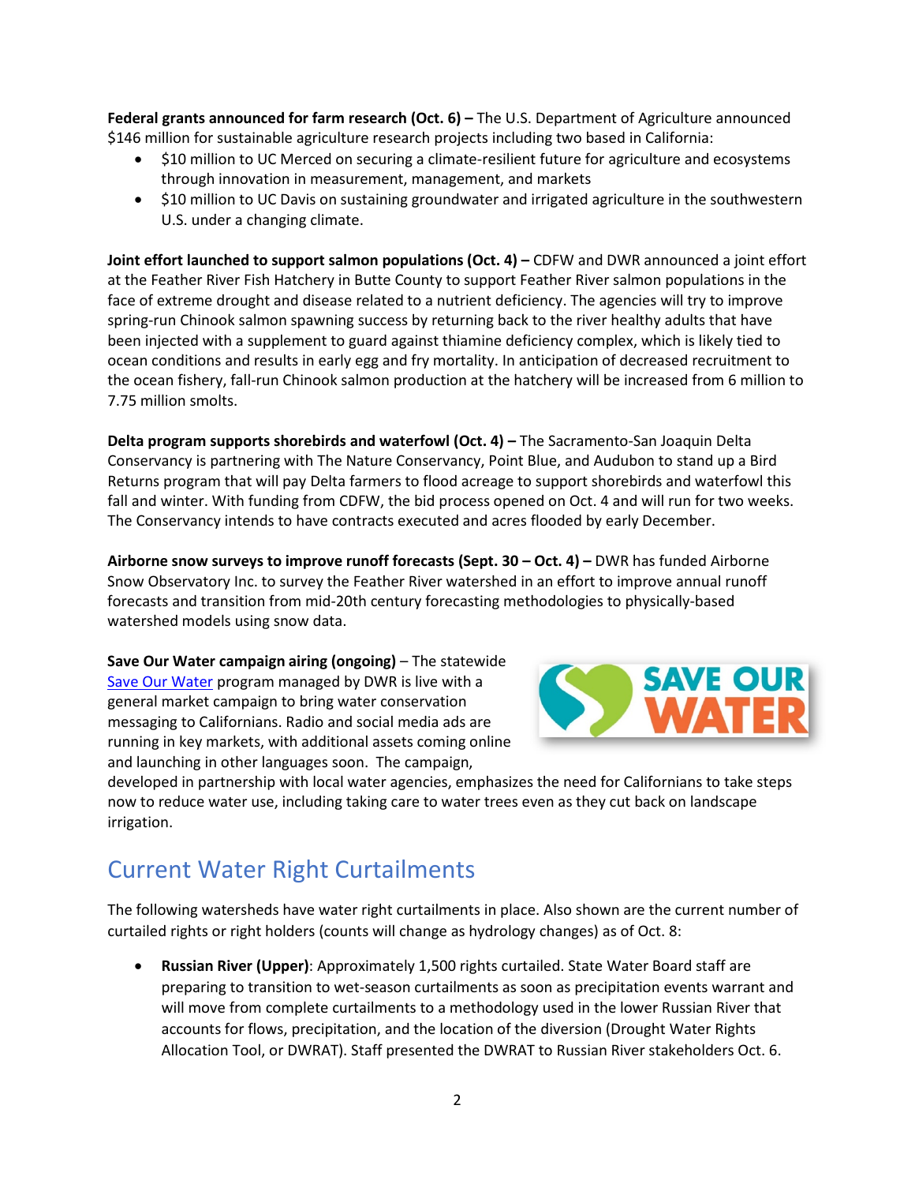**Federal grants announced for farm research (Oct. 6) –** The U.S. Department of Agriculture announced $146 million for sustainable agriculture research projects including two based in California:

- $10 million to UC Merced on securing a climate-resilient future for agriculture and ecosystems through innovation in measurement, management, and markets
- $10 million to UC Davis on sustaining groundwater and irrigated agriculture in the southwestern U.S. under a changing climate.

**Joint effort launched to support salmon populations (Oct. 4) –** CDFW and DWR announced a joint effort at the Feather River Fish Hatchery in Butte County to support Feather River salmon populations in the face of extreme drought and disease related to a nutrient deficiency. The agencies will try to improve spring-run Chinook salmon spawning success by returning back to the river healthy adults that have been injected with a supplement to guard against thiamine deficiency complex, which is likely tied to ocean conditions and results in early egg and fry mortality. In anticipation of decreased recruitment to the ocean fishery, fall-run Chinook salmon production at the hatchery will be increased from 6 million to 7.75 million smolts.

**Delta program supports shorebirds and waterfowl (Oct. 4) –** The Sacramento-San Joaquin Delta Conservancy is partnering with The Nature Conservancy, Point Blue, and Audubon to stand up a Bird Returns program that will pay Delta farmers to flood acreage to support shorebirds and waterfowl this fall and winter. With funding from CDFW, the bid process opened on Oct. 4 and will run for two weeks. The Conservancy intends to have contracts executed and acres flooded by early December.

**Airborne snow surveys to improve runoff forecasts (Sept. 30 – Oct. 4) –** DWR has funded Airborne Snow Observatory Inc. to survey the Feather River watershed in an effort to improve annual runoff forecasts and transition from mid-20th century forecasting methodologies to physically-based watershed models using snow data.

**Save Our Water campaign airing (ongoing)** – The statewide Save Our Water program managed by DWR is live with a general market campaign to bring water conservation messaging to Californians. Radio and social media ads are running in key markets, with additional assets coming online and launching in other languages soon. The campaign, developed in partnership with local water agencies, emphasizes the need for Californians to take steps now to reduce water use, including taking care to water trees even as they cut back on landscape irrigation.

## Current Water Right Curtailments

The following watersheds have water right curtailments in place. Also shown are the current number of curtailed rights or right holders (counts will change as hydrology changes) as of Oct. 8:

- **Russian River (Upper)**: Approximately 1,500 rights curtailed. State Water Board staff are preparing to transition to wet-season curtailments as soon as precipitation events warrant and will move from complete curtailments to a methodology used in the lower Russian River that accounts for flows, precipitation, and the location of the diversion (Drought Water Rights Allocation Tool, or DWRAT). Staff presented the DWRAT to Russian River stakeholders Oct. 6.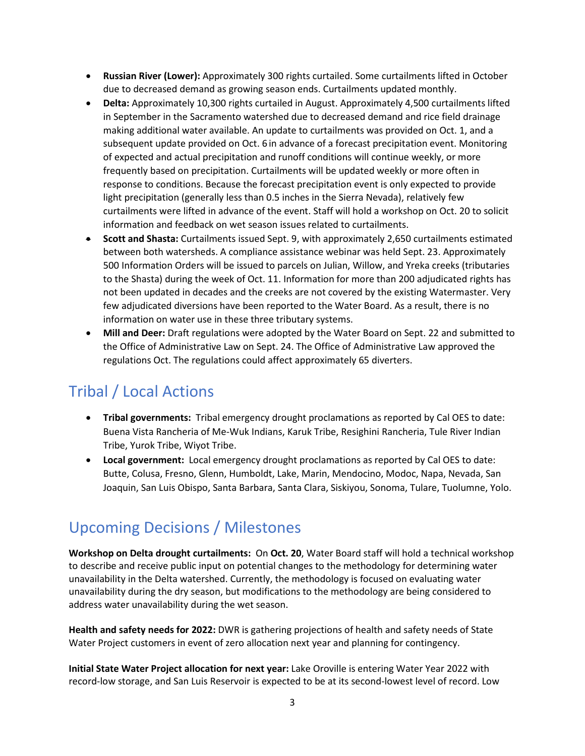- **Russian River (Lower):** Approximately 300 rights curtailed. Some curtailments lifted in October due to decreased demand as growing season ends. Curtailments updated monthly.
- **Delta:** Approximately 10,300 rights curtailed in August. Approximately 4,500 curtailments lifted in September in the Sacramento watershed due to decreased demand and rice field drainage making additional water available. An update to curtailments was provided on Oct. 1, and a subsequent update provided on Oct. 6 in advance of a forecast precipitation event. Monitoring of expected and actual precipitation and runoff conditions will continue weekly, or more frequently based on precipitation. Curtailments will be updated weekly or more often in response to conditions. Because the forecast precipitation event is only expected to provide light precipitation (generally less than 0.5 inches in the Sierra Nevada), relatively few curtailments were lifted in advance of the event. Staff will hold a workshop on Oct. 20 to solicit information and feedback on wet season issues related to curtailments.
- **Scott and Shasta:** Curtailments issued Sept. 9, with approximately 2,650 curtailments estimated between both watersheds. A compliance assistance webinar was held Sept. 23. Approximately 500 Information Orders will be issued to parcels on Julian, Willow, and Yreka creeks (tributaries to the Shasta) during the week of Oct. 11. Information for more than 200 adjudicated rights has not been updated in decades and the creeks are not covered by the existing Watermaster. Very few adjudicated diversions have been reported to the Water Board. As a result, there is no information on water use in these three tributary systems.
- **Mill and Deer:** Draft regulations were adopted by the Water Board on Sept. 22 and submitted to the Office of Administrative Law on Sept. 24. The Office of Administrative Law approved the regulations Oct. The regulations could affect approximately 65 diverters.

## Tribal / Local Actions

- **Tribal governments:** Tribal emergency drought proclamations as reported by Cal OES to date: Buena Vista Rancheria of Me-Wuk Indians, Karuk Tribe, Resighini Rancheria, Tule River Indian Tribe, Yurok Tribe, Wiyot Tribe.
- **Local government:** Local emergency drought proclamations as reported by Cal OES to date: Butte, Colusa, Fresno, Glenn, Humboldt, Lake, Marin, Mendocino, Modoc, Napa, Nevada, San Joaquin, San Luis Obispo, Santa Barbara, Santa Clara, Siskiyou, Sonoma, Tulare, Tuolumne, Yolo.

## Upcoming Decisions / Milestones

**Workshop on Delta drought curtailments:** On **Oct. 20**, Water Board staff will hold a technical workshop to describe and receive public input on potential changes to the methodology for determining water unavailability in the Delta watershed. Currently, the methodology is focused on evaluating water unavailability during the dry season, but modifications to the methodology are being considered to address water unavailability during the wet season.

**Health and safety needs for 2022:** DWR is gathering projections of health and safety needs of State Water Project customers in event of zero allocation next year and planning for contingency.

**Initial State Water Project allocation for next year:** Lake Oroville is entering Water Year 2022 with record-low storage, and San Luis Reservoir is expected to be at its second-lowest level of record. Low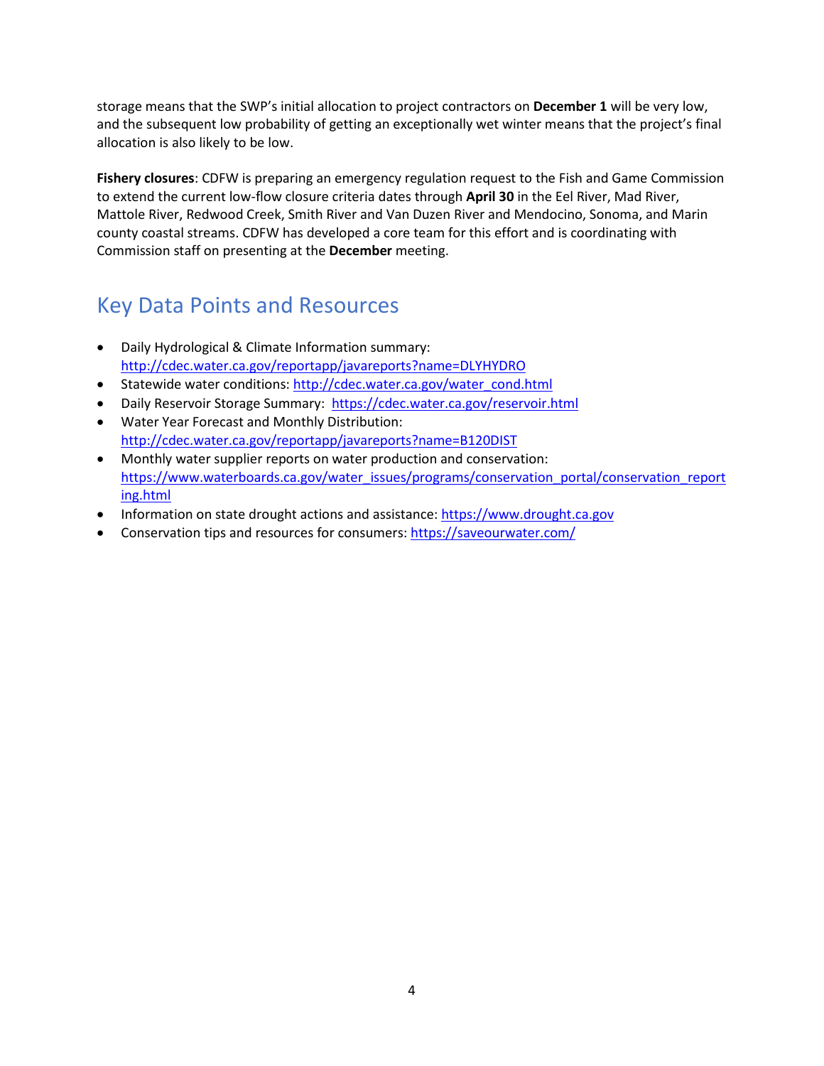storage means that the SWP's initial allocation to project contractors on **December 1** will be very low, and the subsequent low probability of getting an exceptionally wet winter means that the project's final allocation is also likely to be low.

**Fishery closures**: CDFW is preparing an emergency regulation request to the Fish and Game Commission to extend the current low-flow closure criteria dates through **April 30** in the Eel River, Mad River, Mattole River, Redwood Creek, Smith River and Van Duzen River and Mendocino, Sonoma, and Marin county coastal streams. CDFW has developed a core team for this effort and is coordinating with Commission staff on presenting at the **December** meeting.

## Key Data Points and Resources

- Daily Hydrological & Climate Information summary: http://cdec.water.ca.gov/reportapp/javareports?name=DLYHYDRO
- Statewide water conditions: http://cdec.water.ca.gov/water_cond.html
- Daily Reservoir Storage Summary: https://cdec.water.ca.gov/reservoir.html
- Water Year Forecast and Monthly Distribution: http://cdec.water.ca.gov/reportapp/javareports?name=B120DIST
- Monthly water supplier reports on water production and conservation: https://www.waterboards.ca.gov/water_issues/programs/conservation_portal/conservation_reporting.html
- Information on state drought actions and assistance: https://www.drought.ca.gov
- Conservation tips and resources for consumers: https://saveourwater.com/